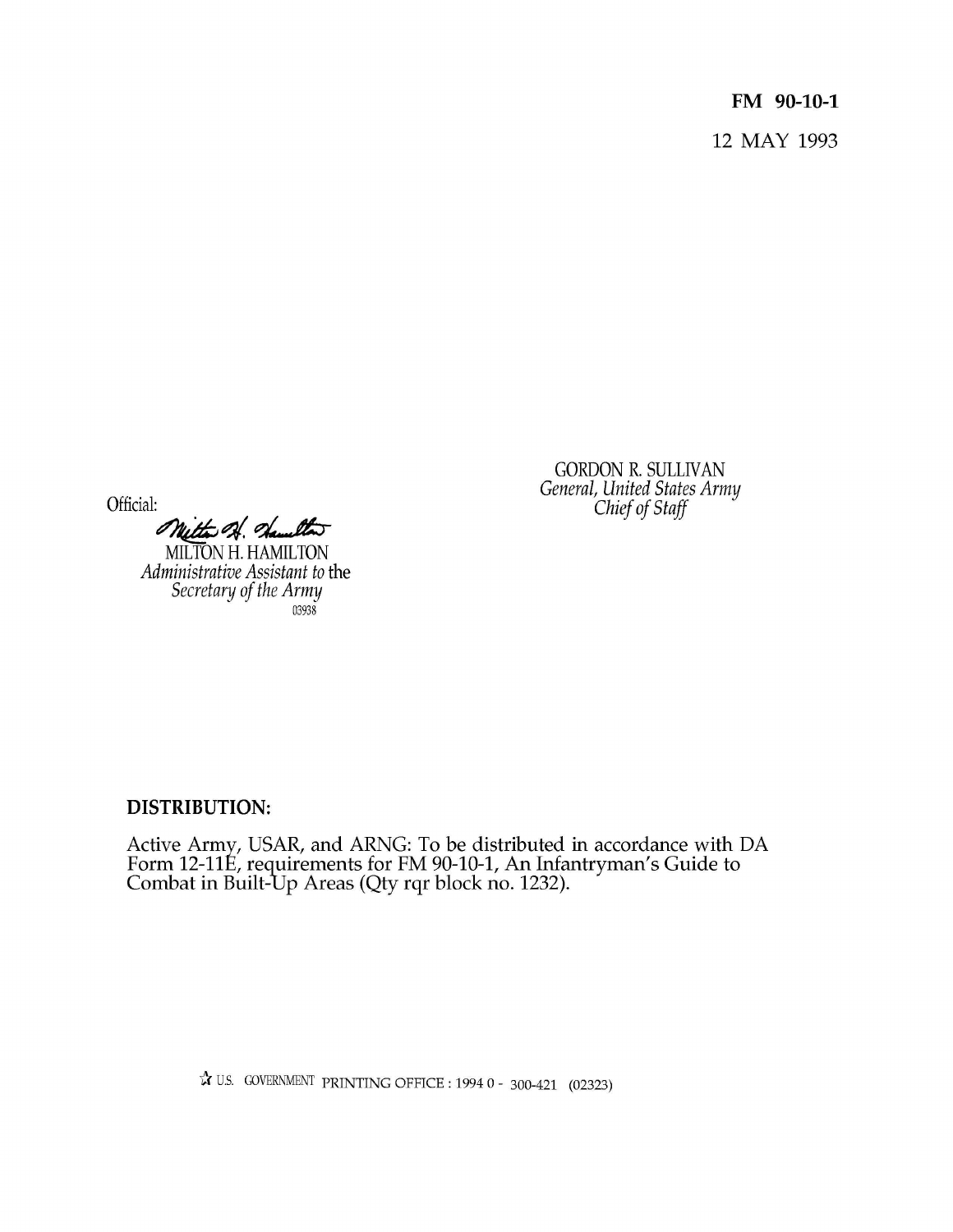**FM 90-10-1**

12 MAY 1993

GORDON R. SULLIVAN
*General, United States Army*
*Chief of Staff*

Official:

MILTON H. HAMILTON
*Administrative Assistant to* the
*Secretary of the Army*
03938

**DISTRIBUTION:**

Active Army, USAR, and ARNG: To be distributed in accordance with DA Form 12-11E, requirements for FM 90-10-1, An Infantryman's Guide to Combat in Built-Up Areas (Qty rqr block no. 1232).

☆ U.S. GOVERNMENT PRINTING OFFICE : 1994 0 - 300-421 (02323)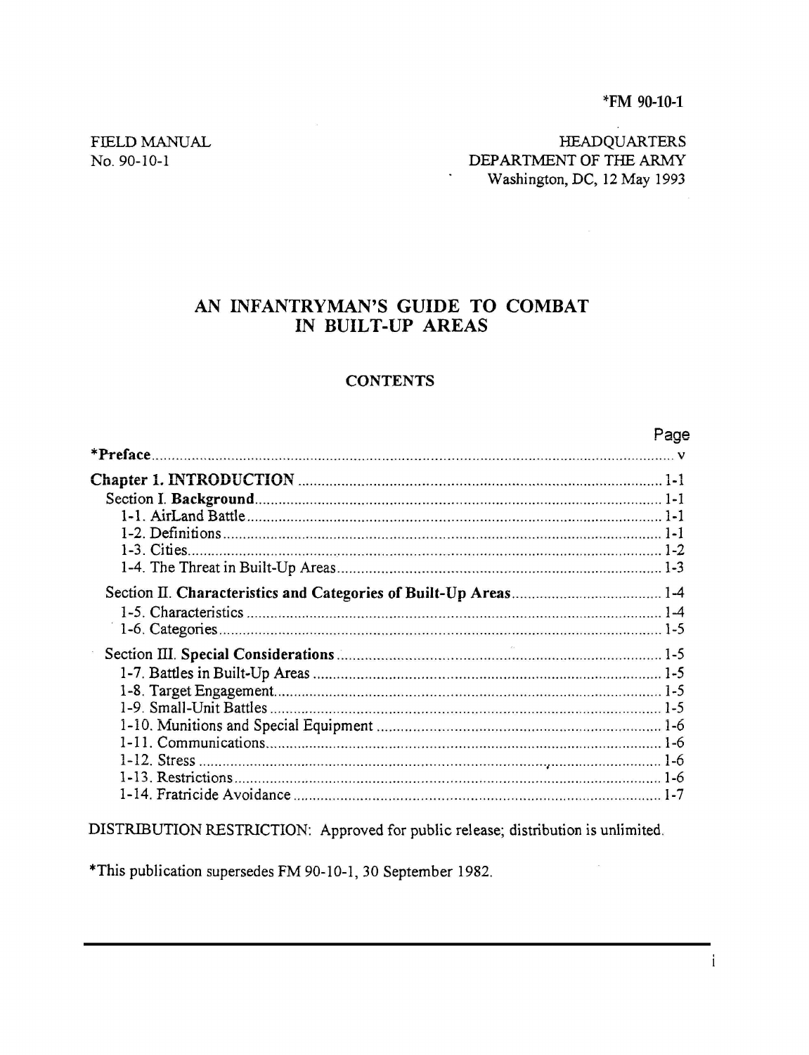*FM 90-10-1

FIELD MANUAL
No. 90-10-1

HEADQUARTERS
DEPARTMENT OF THE ARMY
Washington, DC, 12 May 1993

# AN INFANTRYMAN'S GUIDE TO COMBAT IN BUILT-UP AREAS

## CONTENTS

| | Page |
|---|---|
| ***Preface** | v |
| **Chapter 1. INTRODUCTION** | 1-1 |
| Section I. **Background** | 1-1 |
| 1-1. AirLand Battle | 1-1 |
| 1-2. Definitions | 1-1 |
| 1-3. Cities | 1-2 |
| 1-4. The Threat in Built-Up Areas | 1-3 |
| Section II. **Characteristics and Categories of Built-Up Areas** | 1-4 |
| 1-5. Characteristics | 1-4 |
| 1-6. Categories | 1-5 |
| Section III. **Special Considerations** | 1-5 |
| 1-7. Battles in Built-Up Areas | 1-5 |
| 1-8. Target Engagement | 1-5 |
| 1-9. Small-Unit Battles | 1-5 |
| 1-10. Munitions and Special Equipment | 1-6 |
| 1-11. Communications | 1-6 |
| 1-12. Stress | 1-6 |
| 1-13. Restrictions | 1-6 |
| 1-14. Fratricide Avoidance | 1-7 |

DISTRIBUTION RESTRICTION: Approved for public release; distribution is unlimited.

*This publication supersedes FM 90-10-1, 30 September 1982.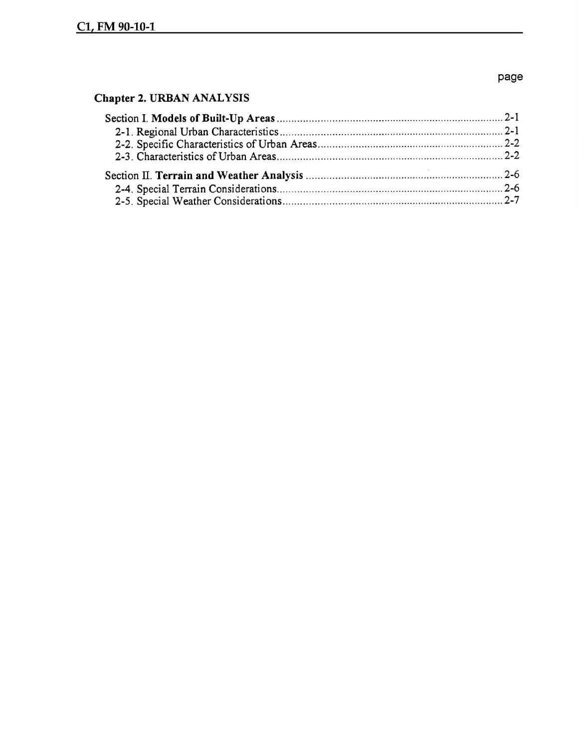page

## Chapter 2. URBAN ANALYSIS

Section I. **Models of Built-Up Areas** .......... 2-1
- 2-1. Regional Urban Characteristics .......... 2-1
- 2-2. Specific Characteristics of Urban Areas .......... 2-2
- 2-3. Characteristics of Urban Areas .......... 2-2

Section II. **Terrain and Weather Analysis** .......... 2-6
- 2-4. Special Terrain Considerations .......... 2-6
- 2-5. Special Weather Considerations .......... 2-7